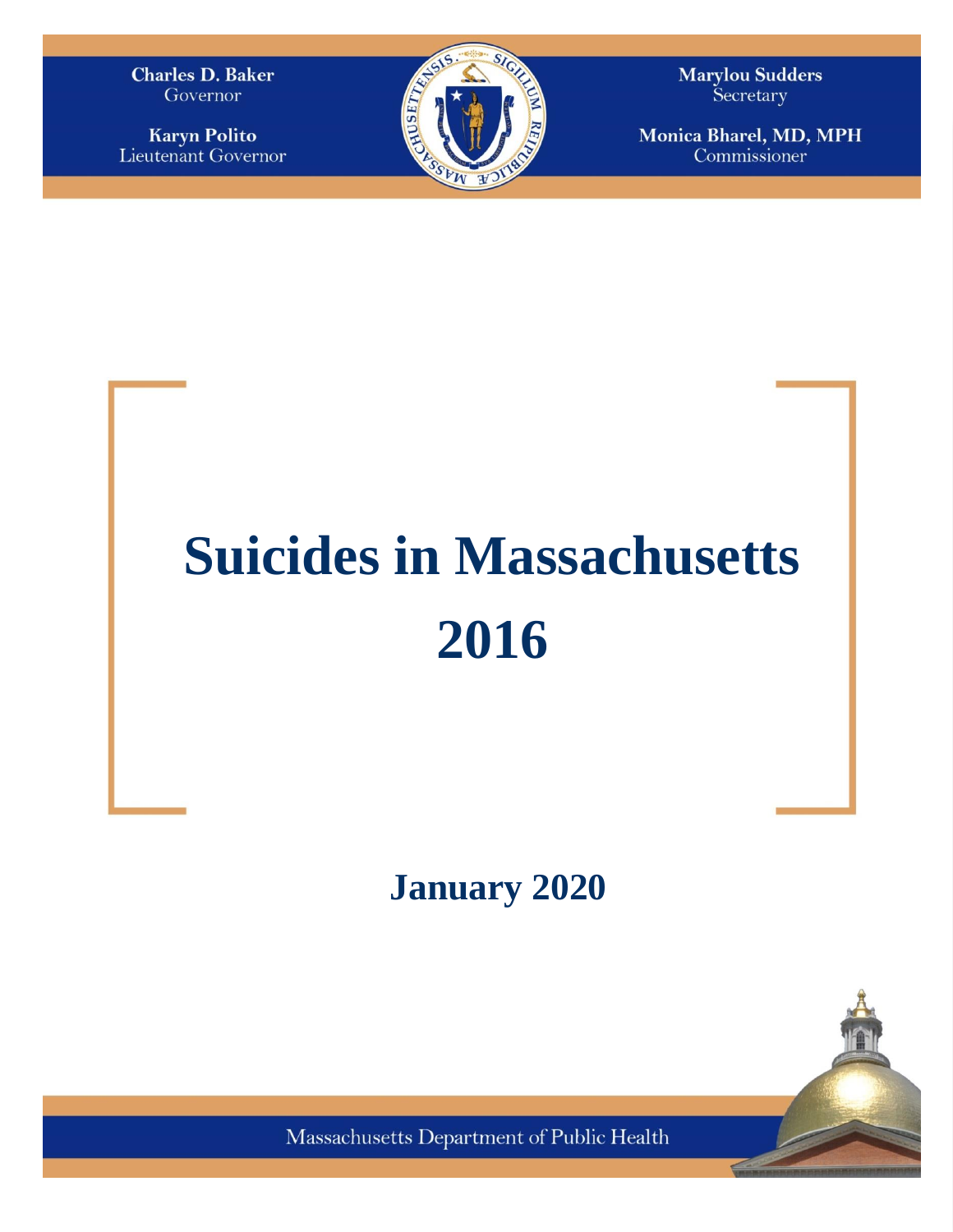Charles D. Baker
Governor

Karyn Polito
Lieutenant Governor

Marylou Sudders
Secretary

Monica Bharel, MD, MPH
Commissioner

# Suicides in Massachusetts 2016

## January 2020

Massachusetts Department of Public Health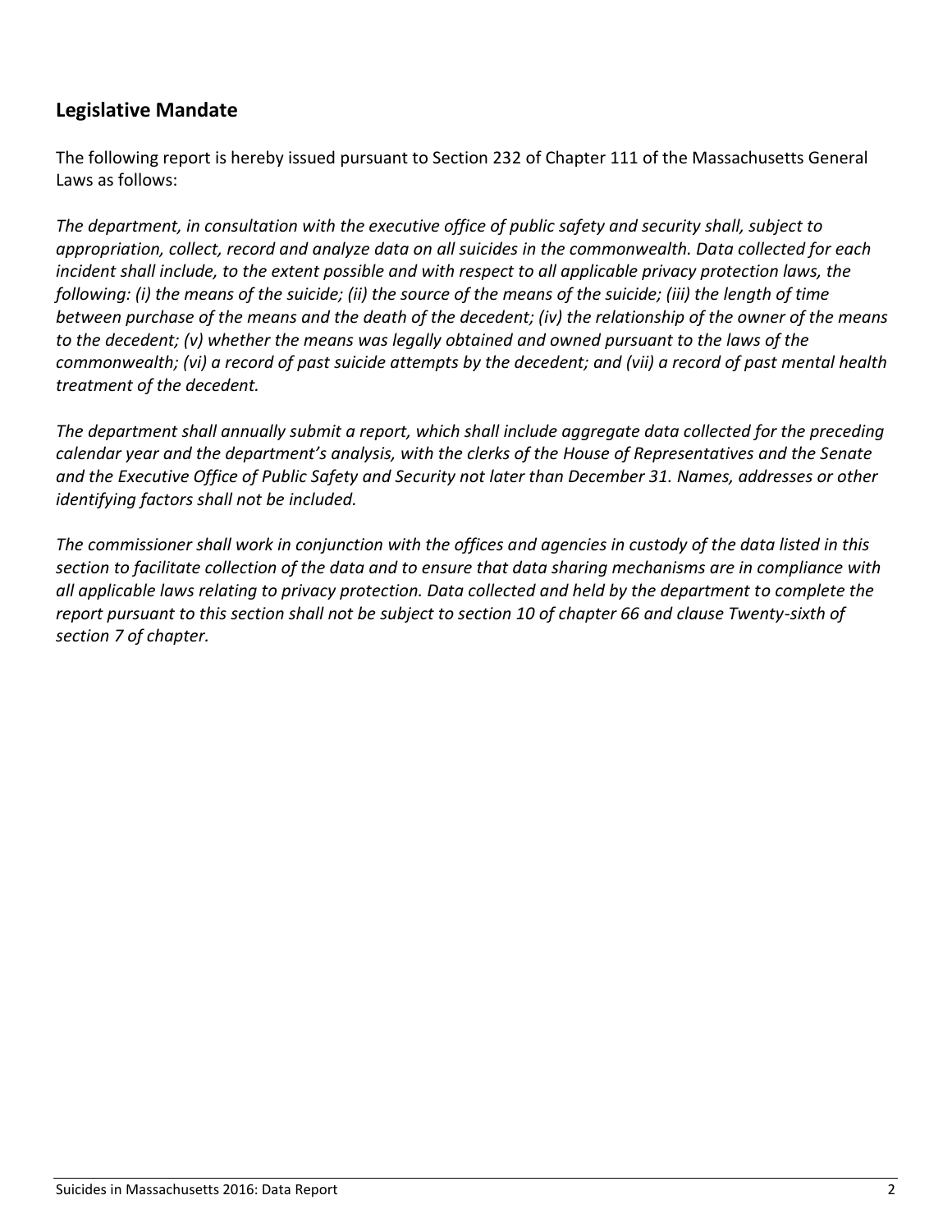## Legislative Mandate

The following report is hereby issued pursuant to Section 232 of Chapter 111 of the Massachusetts General Laws as follows:

*The department, in consultation with the executive office of public safety and security shall, subject to appropriation, collect, record and analyze data on all suicides in the commonwealth. Data collected for each incident shall include, to the extent possible and with respect to all applicable privacy protection laws, the following: (i) the means of the suicide; (ii) the source of the means of the suicide; (iii) the length of time between purchase of the means and the death of the decedent; (iv) the relationship of the owner of the means to the decedent; (v) whether the means was legally obtained and owned pursuant to the laws of the commonwealth; (vi) a record of past suicide attempts by the decedent; and (vii) a record of past mental health treatment of the decedent.*

*The department shall annually submit a report, which shall include aggregate data collected for the preceding calendar year and the department's analysis, with the clerks of the House of Representatives and the Senate and the Executive Office of Public Safety and Security not later than December 31. Names, addresses or other identifying factors shall not be included.*

*The commissioner shall work in conjunction with the offices and agencies in custody of the data listed in this section to facilitate collection of the data and to ensure that data sharing mechanisms are in compliance with all applicable laws relating to privacy protection. Data collected and held by the department to complete the report pursuant to this section shall not be subject to section 10 of chapter 66 and clause Twenty-sixth of section 7 of chapter.*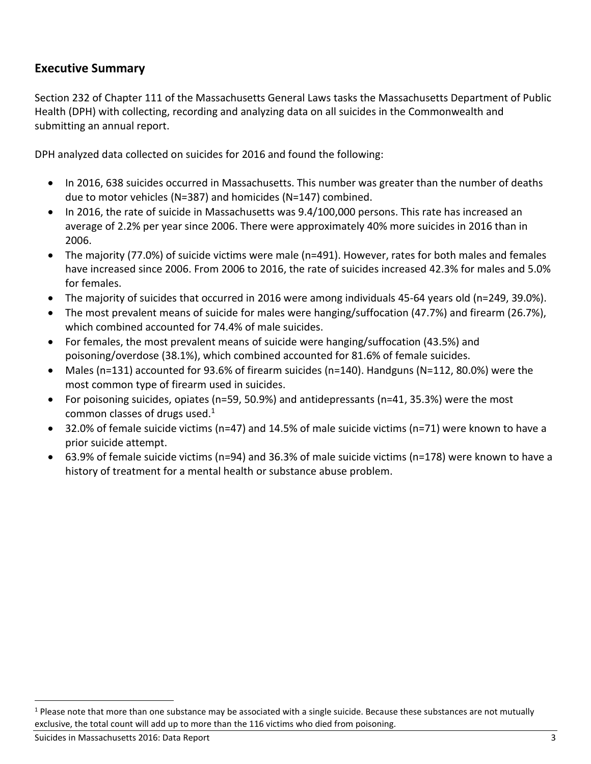## Executive Summary

Section 232 of Chapter 111 of the Massachusetts General Laws tasks the Massachusetts Department of Public Health (DPH) with collecting, recording and analyzing data on all suicides in the Commonwealth and submitting an annual report.

DPH analyzed data collected on suicides for 2016 and found the following:

- In 2016, 638 suicides occurred in Massachusetts. This number was greater than the number of deaths due to motor vehicles (N=387) and homicides (N=147) combined.
- In 2016, the rate of suicide in Massachusetts was 9.4/100,000 persons. This rate has increased an average of 2.2% per year since 2006. There were approximately 40% more suicides in 2016 than in 2006.
- The majority (77.0%) of suicide victims were male (n=491). However, rates for both males and females have increased since 2006. From 2006 to 2016, the rate of suicides increased 42.3% for males and 5.0% for females.
- The majority of suicides that occurred in 2016 were among individuals 45-64 years old (n=249, 39.0%).
- The most prevalent means of suicide for males were hanging/suffocation (47.7%) and firearm (26.7%), which combined accounted for 74.4% of male suicides.
- For females, the most prevalent means of suicide were hanging/suffocation (43.5%) and poisoning/overdose (38.1%), which combined accounted for 81.6% of female suicides.
- Males (n=131) accounted for 93.6% of firearm suicides (n=140). Handguns (N=112, 80.0%) were the most common type of firearm used in suicides.
- For poisoning suicides, opiates (n=59, 50.9%) and antidepressants (n=41, 35.3%) were the most common classes of drugs used.[1]
- 32.0% of female suicide victims (n=47) and 14.5% of male suicide victims (n=71) were known to have a prior suicide attempt.
- 63.9% of female suicide victims (n=94) and 36.3% of male suicide victims (n=178) were known to have a history of treatment for a mental health or substance abuse problem.

[1] Please note that more than one substance may be associated with a single suicide. Because these substances are not mutually exclusive, the total count will add up to more than the 116 victims who died from poisoning.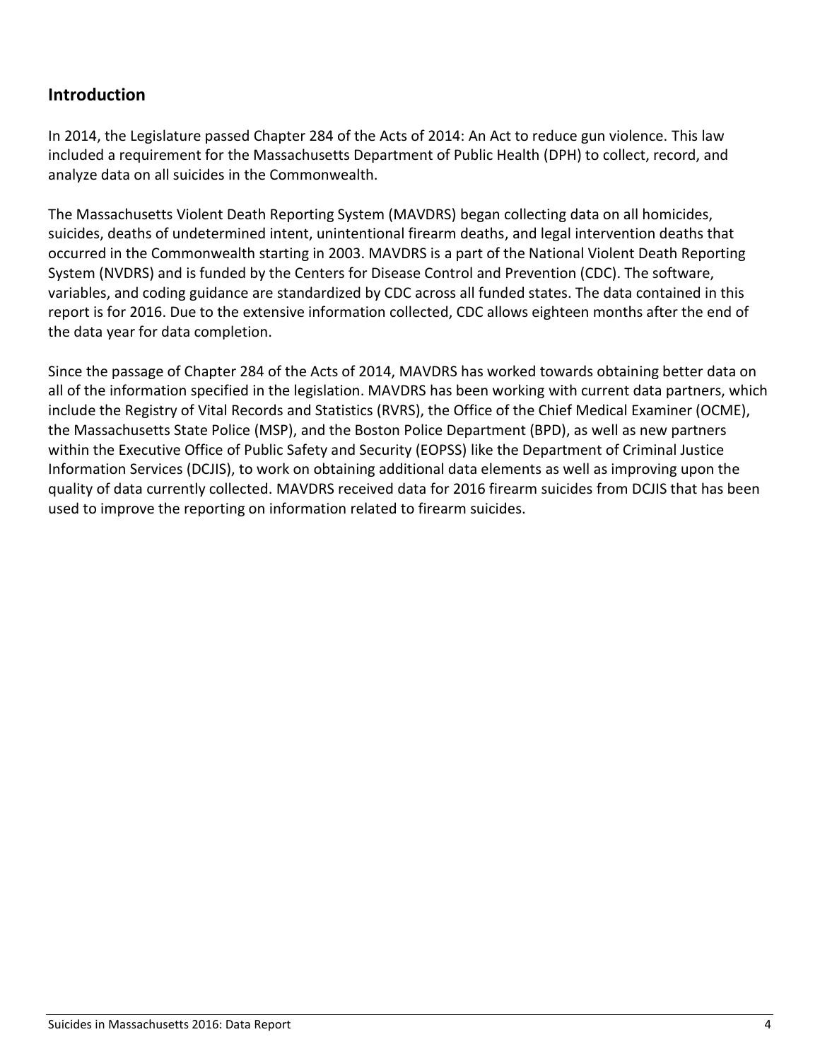## Introduction

In 2014, the Legislature passed Chapter 284 of the Acts of 2014: An Act to reduce gun violence. This law included a requirement for the Massachusetts Department of Public Health (DPH) to collect, record, and analyze data on all suicides in the Commonwealth.

The Massachusetts Violent Death Reporting System (MAVDRS) began collecting data on all homicides, suicides, deaths of undetermined intent, unintentional firearm deaths, and legal intervention deaths that occurred in the Commonwealth starting in 2003. MAVDRS is a part of the National Violent Death Reporting System (NVDRS) and is funded by the Centers for Disease Control and Prevention (CDC). The software, variables, and coding guidance are standardized by CDC across all funded states. The data contained in this report is for 2016. Due to the extensive information collected, CDC allows eighteen months after the end of the data year for data completion.

Since the passage of Chapter 284 of the Acts of 2014, MAVDRS has worked towards obtaining better data on all of the information specified in the legislation. MAVDRS has been working with current data partners, which include the Registry of Vital Records and Statistics (RVRS), the Office of the Chief Medical Examiner (OCME), the Massachusetts State Police (MSP), and the Boston Police Department (BPD), as well as new partners within the Executive Office of Public Safety and Security (EOPSS) like the Department of Criminal Justice Information Services (DCJIS), to work on obtaining additional data elements as well as improving upon the quality of data currently collected. MAVDRS received data for 2016 firearm suicides from DCJIS that has been used to improve the reporting on information related to firearm suicides.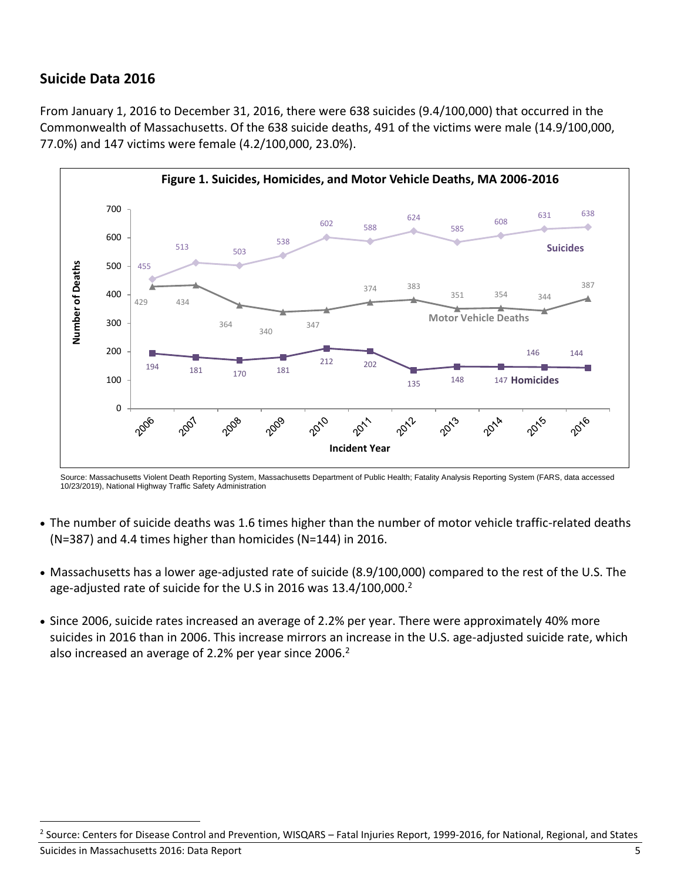## Suicide Data 2016

From January 1, 2016 to December 31, 2016, there were 638 suicides (9.4/100,000) that occurred in the Commonwealth of Massachusetts. Of the 638 suicide deaths, 491 of the victims were male (14.9/100,000, 77.0%) and 147 victims were female (4.2/100,000, 23.0%).

**Figure 1. Suicides, Homicides, and Motor Vehicle Deaths, MA 2006-2016**

| Incident Year | Suicides | Motor Vehicle Deaths | Homicides |
|---|---|---|---|
| 2006 | 455 | 429 | 194 |
| 2007 | 513 | 434 | 181 |
| 2008 | 503 | 364 | 170 |
| 2009 | 538 | 340 | 181 |
| 2010 | 602 | 347 | 212 |
| 2011 | 588 | 374 | 202 |
| 2012 | 624 | 383 | 135 |
| 2013 | 585 | 351 | 148 |
| 2014 | 608 | 354 | 147 |
| 2015 | 631 | 344 | 146 |
| 2016 | 638 | 387 | 144 |

Source: Massachusetts Violent Death Reporting System, Massachusetts Department of Public Health; Fatality Analysis Reporting System (FARS, data accessed 10/23/2019), National Highway Traffic Safety Administration

- The number of suicide deaths was 1.6 times higher than the number of motor vehicle traffic-related deaths (N=387) and 4.4 times higher than homicides (N=144) in 2016.
- Massachusetts has a lower age-adjusted rate of suicide (8.9/100,000) compared to the rest of the U.S. The age-adjusted rate of suicide for the U.S in 2016 was 13.4/100,000.[2]
- Since 2006, suicide rates increased an average of 2.2% per year. There were approximately 40% more suicides in 2016 than in 2006. This increase mirrors an increase in the U.S. age-adjusted suicide rate, which also increased an average of 2.2% per year since 2006.[2]

[2] Source: Centers for Disease Control and Prevention, WISQARS – Fatal Injuries Report, 1999-2016, for National, Regional, and States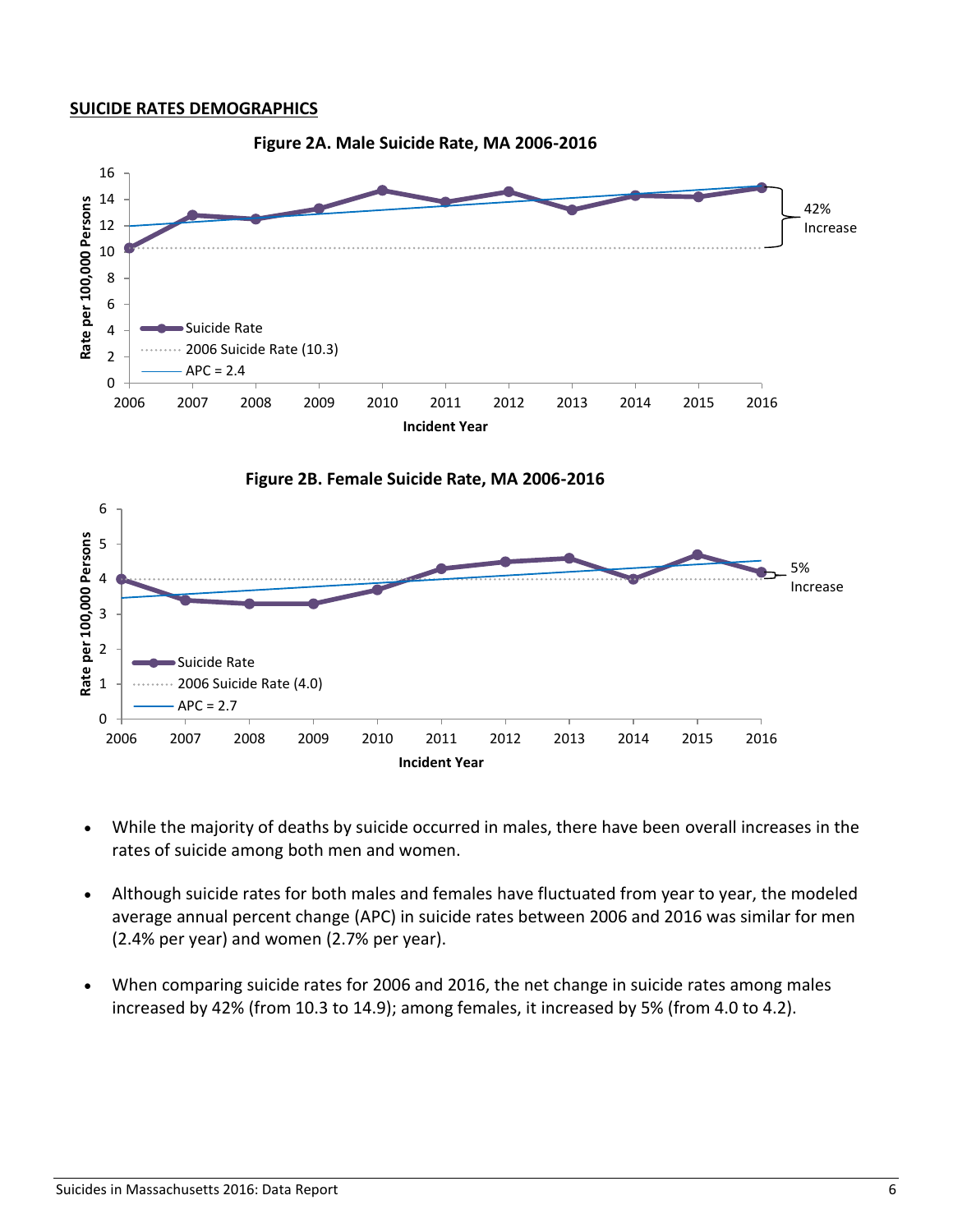## SUICIDE RATES DEMOGRAPHICS

**Figure 2A. Male Suicide Rate, MA 2006-2016**

**Figure 2B. Female Suicide Rate, MA 2006-2016**

- While the majority of deaths by suicide occurred in males, there have been overall increases in the rates of suicide among both men and women.
- Although suicide rates for both males and females have fluctuated from year to year, the modeled average annual percent change (APC) in suicide rates between 2006 and 2016 was similar for men (2.4% per year) and women (2.7% per year).
- When comparing suicide rates for 2006 and 2016, the net change in suicide rates among males increased by 42% (from 10.3 to 14.9); among females, it increased by 5% (from 4.0 to 4.2).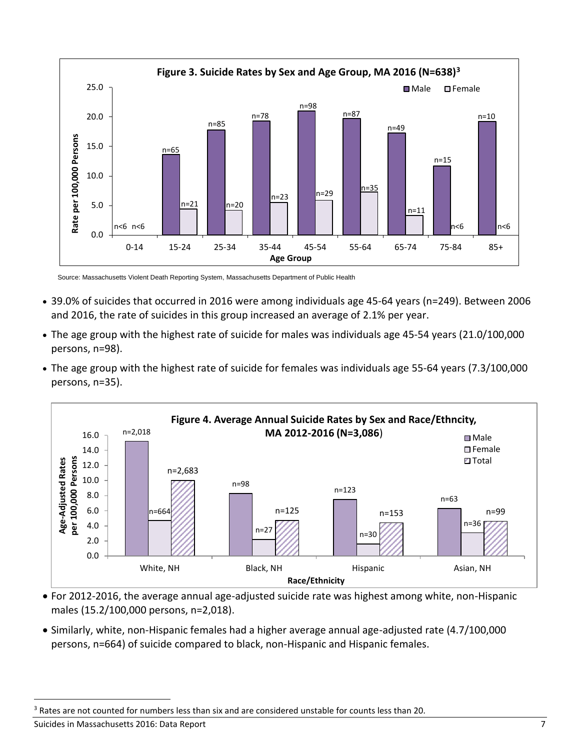**Figure 3. Suicide Rates by Sex and Age Group, MA 2016 (N=638)[3]**

Source: Massachusetts Violent Death Reporting System, Massachusetts Department of Public Health

- 39.0% of suicides that occurred in 2016 were among individuals age 45-64 years (n=249). Between 2006 and 2016, the rate of suicides in this group increased an average of 2.1% per year.
- The age group with the highest rate of suicide for males was individuals age 45-54 years (21.0/100,000 persons, n=98).
- The age group with the highest rate of suicide for females was individuals age 55-64 years (7.3/100,000 persons, n=35).

**Figure 4. Average Annual Suicide Rates by Sex and Race/Ethncity, MA 2012-2016 (N=3,086)**

- For 2012-2016, the average annual age-adjusted suicide rate was highest among white, non-Hispanic males (15.2/100,000 persons, n=2,018).
- Similarly, white, non-Hispanic females had a higher average annual age-adjusted rate (4.7/100,000 persons, n=664) of suicide compared to black, non-Hispanic and Hispanic females.

[3] Rates are not counted for numbers less than six and are considered unstable for counts less than 20.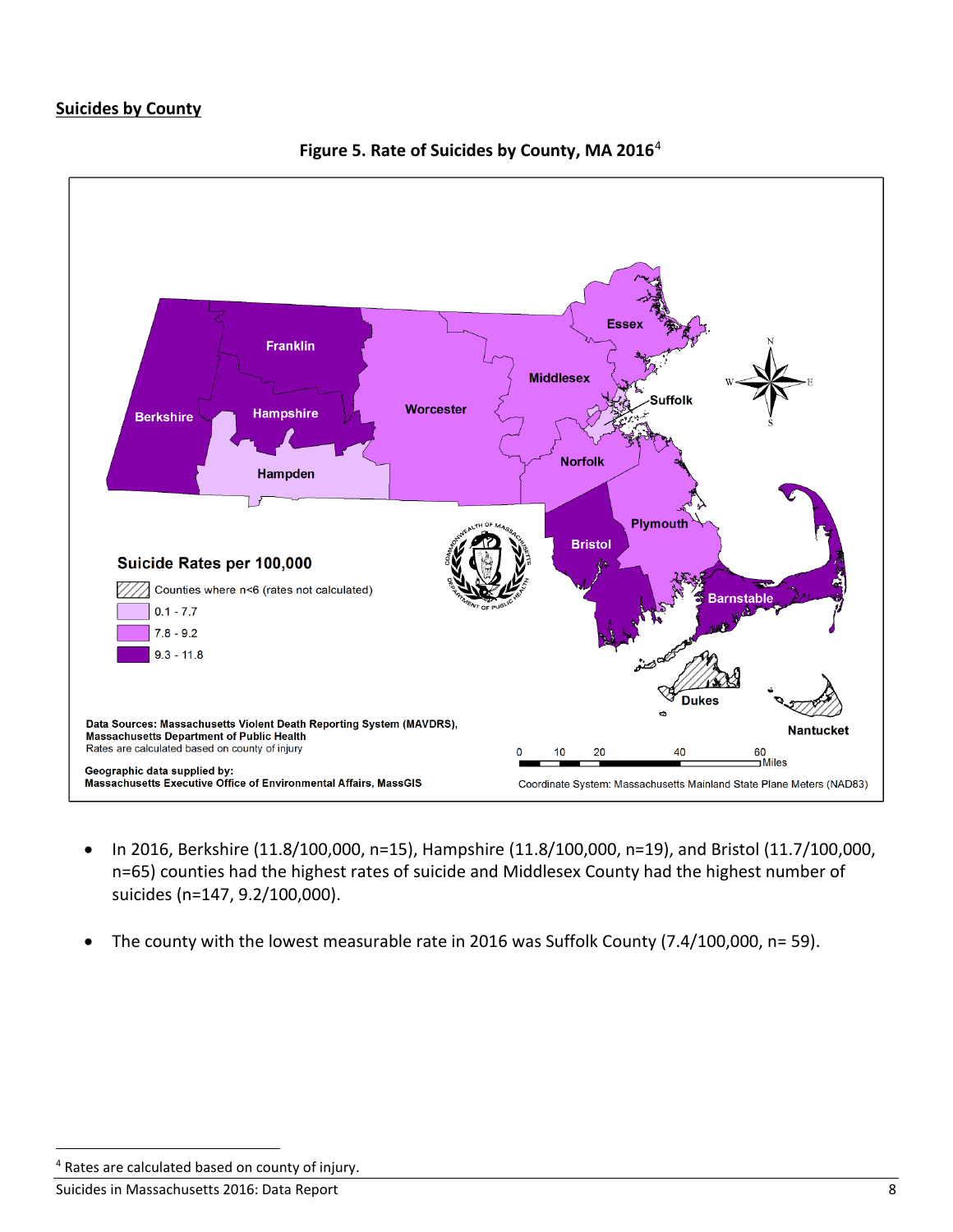## Suicides by County

**Figure 5. Rate of Suicides by County, MA 2016**[4]

Suicide Rates per 100,000

- Counties where n<6 (rates not calculated)
- 0.1 - 7.7
- 7.8 - 9.2
- 9.3 - 11.8

Data Sources: Massachusetts Violent Death Reporting System (MAVDRS), Massachusetts Department of Public Health
Rates are calculated based on county of injury

Geographic data supplied by:
Massachusetts Executive Office of Environmental Affairs, MassGIS

Coordinate System: Massachusetts Mainland State Plane Meters (NAD83)

- In 2016, Berkshire (11.8/100,000, n=15), Hampshire (11.8/100,000, n=19), and Bristol (11.7/100,000, n=65) counties had the highest rates of suicide and Middlesex County had the highest number of suicides (n=147, 9.2/100,000).
- The county with the lowest measurable rate in 2016 was Suffolk County (7.4/100,000, n= 59).

[4] Rates are calculated based on county of injury.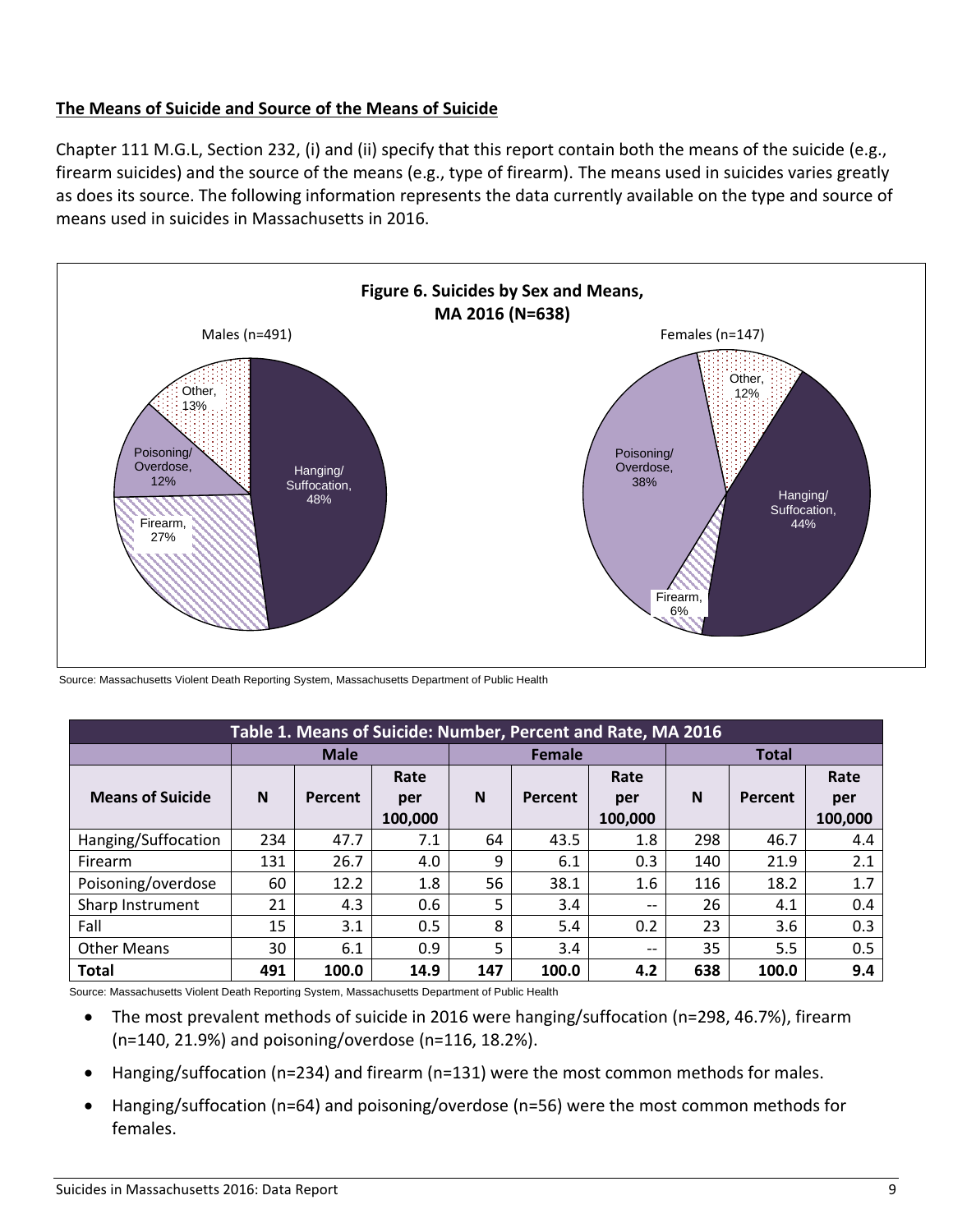## The Means of Suicide and Source of the Means of Suicide

Chapter 111 M.G.L, Section 232, (i) and (ii) specify that this report contain both the means of the suicide (e.g., firearm suicides) and the source of the means (e.g., type of firearm). The means used in suicides varies greatly as does its source. The following information represents the data currently available on the type and source of means used in suicides in Massachusetts in 2016.

**Figure 6. Suicides by Sex and Means, MA 2016 (N=638)**

Males (n=491): Hanging/Suffocation, 48%; Firearm, 27%; Poisoning/Overdose, 12%; Other, 13%

Females (n=147): Hanging/Suffocation, 44%; Poisoning/Overdose, 38%; Other, 12%; Firearm, 6%

Source: Massachusetts Violent Death Reporting System, Massachusetts Department of Public Health

**Table 1. Means of Suicide: Number, Percent and Rate, MA 2016**

| Means of Suicide | Male | | | Female | | | Total | | |
|---|---|---|---|---|---|---|---|---|---|
| | N | Percent | Rate per 100,000 | N | Percent | Rate per 100,000 | N | Percent | Rate per 100,000 |
| Hanging/Suffocation | 234 | 47.7 | 7.1 | 64 | 43.5 | 1.8 | 298 | 46.7 | 4.4 |
| Firearm | 131 | 26.7 | 4.0 | 9 | 6.1 | 0.3 | 140 | 21.9 | 2.1 |
| Poisoning/overdose | 60 | 12.2 | 1.8 | 56 | 38.1 | 1.6 | 116 | 18.2 | 1.7 |
| Sharp Instrument | 21 | 4.3 | 0.6 | 5 | 3.4 | -- | 26 | 4.1 | 0.4 |
| Fall | 15 | 3.1 | 0.5 | 8 | 5.4 | 0.2 | 23 | 3.6 | 0.3 |
| Other Means | 30 | 6.1 | 0.9 | 5 | 3.4 | -- | 35 | 5.5 | 0.5 |
| **Total** | **491** | **100.0** | **14.9** | **147** | **100.0** | **4.2** | **638** | **100.0** | **9.4** |

Source: Massachusetts Violent Death Reporting System, Massachusetts Department of Public Health

- The most prevalent methods of suicide in 2016 were hanging/suffocation (n=298, 46.7%), firearm (n=140, 21.9%) and poisoning/overdose (n=116, 18.2%).
- Hanging/suffocation (n=234) and firearm (n=131) were the most common methods for males.
- Hanging/suffocation (n=64) and poisoning/overdose (n=56) were the most common methods for females.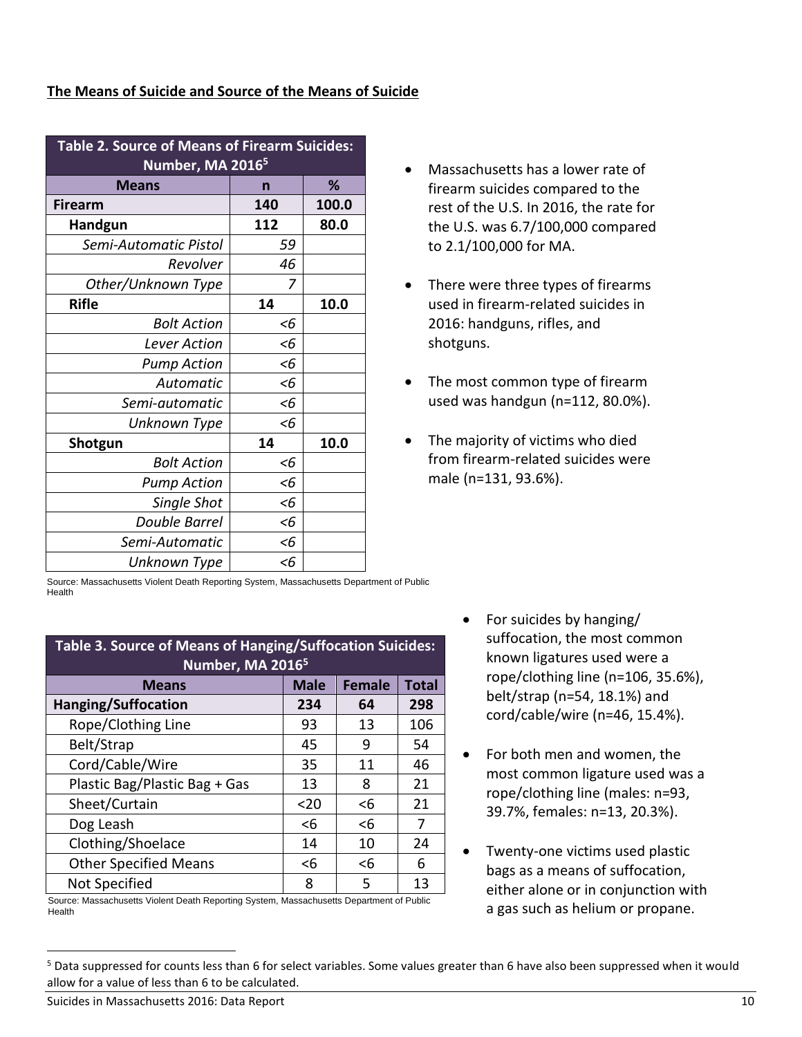**The Means of Suicide and Source of the Means of Suicide**

| Table 2. Source of Means of Firearm Suicides: Number, MA 2016[5] | | |
|---|---|---|
| **Means** | **n** | **%** |
| **Firearm** | **140** | **100.0** |
| **Handgun** | **112** | **80.0** |
| *Semi-Automatic Pistol* | *59* | |
| *Revolver* | *46* | |
| *Other/Unknown Type* | *7* | |
| **Rifle** | **14** | **10.0** |
| *Bolt Action* | *<6* | |
| *Lever Action* | *<6* | |
| *Pump Action* | *<6* | |
| *Automatic* | *<6* | |
| *Semi-automatic* | *<6* | |
| *Unknown Type* | *<6* | |
| **Shotgun** | **14** | **10.0** |
| *Bolt Action* | *<6* | |
| *Pump Action* | *<6* | |
| *Single Shot* | *<6* | |
| *Double Barrel* | *<6* | |
| *Semi-Automatic* | *<6* | |
| *Unknown Type* | *<6* | |

Source: Massachusetts Violent Death Reporting System, Massachusetts Department of Public Health

- Massachusetts has a lower rate of firearm suicides compared to the rest of the U.S. In 2016, the rate for the U.S. was 6.7/100,000 compared to 2.1/100,000 for MA.
- There were three types of firearms used in firearm-related suicides in 2016: handguns, rifles, and shotguns.
- The most common type of firearm used was handgun (n=112, 80.0%).
- The majority of victims who died from firearm-related suicides were male (n=131, 93.6%).

| Table 3. Source of Means of Hanging/Suffocation Suicides: Number, MA 2016[5] | | | |
|---|---|---|---|
| **Means** | **Male** | **Female** | **Total** |
| **Hanging/Suffocation** | **234** | **64** | **298** |
| Rope/Clothing Line | 93 | 13 | 106 |
| Belt/Strap | 45 | 9 | 54 |
| Cord/Cable/Wire | 35 | 11 | 46 |
| Plastic Bag/Plastic Bag + Gas | 13 | 8 | 21 |
| Sheet/Curtain | <20 | <6 | 21 |
| Dog Leash | <6 | <6 | 7 |
| Clothing/Shoelace | 14 | 10 | 24 |
| Other Specified Means | <6 | <6 | 6 |
| Not Specified | 8 | 5 | 13 |

Source: Massachusetts Violent Death Reporting System, Massachusetts Department of Public Health

- For suicides by hanging/ suffocation, the most common known ligatures used were a rope/clothing line (n=106, 35.6%), belt/strap (n=54, 18.1%) and cord/cable/wire (n=46, 15.4%).
- For both men and women, the most common ligature used was a rope/clothing line (males: n=93, 39.7%, females: n=13, 20.3%).
- Twenty-one victims used plastic bags as a means of suffocation, either alone or in conjunction with a gas such as helium or propane.

[5] Data suppressed for counts less than 6 for select variables. Some values greater than 6 have also been suppressed when it would allow for a value of less than 6 to be calculated.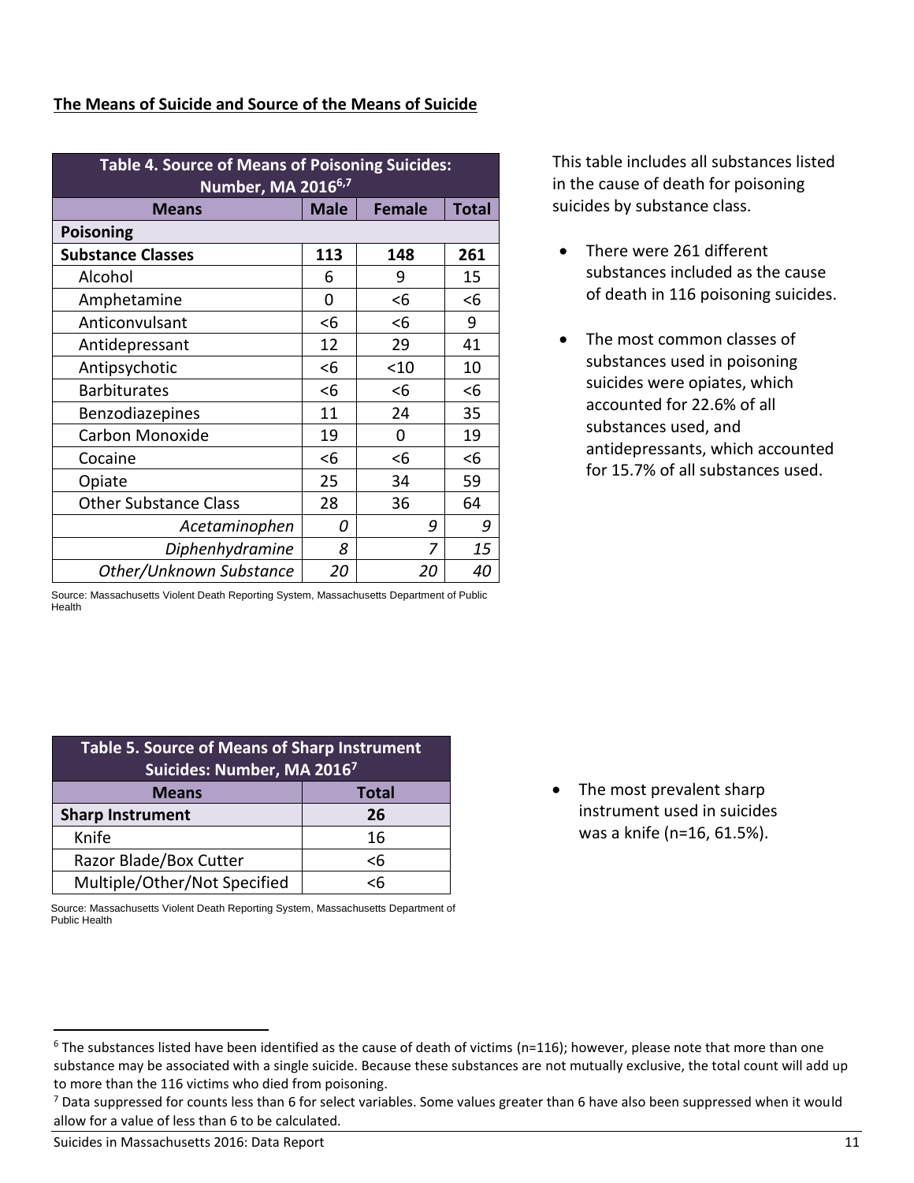## The Means of Suicide and Source of the Means of Suicide

| Table 4. Source of Means of Poisoning Suicides: Number, MA 2016[6,7] | | | |
|---|---|---|---|
| **Means** | **Male** | **Female** | **Total** |
| **Poisoning** | | | |
| **Substance Classes** | **113** | **148** | **261** |
| Alcohol | 6 | 9 | 15 |
| Amphetamine | 0 | <6 | <6 |
| Anticonvulsant | <6 | <6 | 9 |
| Antidepressant | 12 | 29 | 41 |
| Antipsychotic | <6 | <10 | 10 |
| Barbiturates | <6 | <6 | <6 |
| Benzodiazepines | 11 | 24 | 35 |
| Carbon Monoxide | 19 | 0 | 19 |
| Cocaine | <6 | <6 | <6 |
| Opiate | 25 | 34 | 59 |
| Other Substance Class | 28 | 36 | 64 |
| *Acetaminophen* | *0* | *9* | *9* |
| *Diphenhydramine* | *8* | *7* | *15* |
| *Other/Unknown Substance* | *20* | *20* | *40* |

Source: Massachusetts Violent Death Reporting System, Massachusetts Department of Public Health

This table includes all substances listed in the cause of death for poisoning suicides by substance class.

- There were 261 different substances included as the cause of death in 116 poisoning suicides.
- The most common classes of substances used in poisoning suicides were opiates, which accounted for 22.6% of all substances used, and antidepressants, which accounted for 15.7% of all substances used.

| Table 5. Source of Means of Sharp Instrument Suicides: Number, MA 2016[7] | |
|---|---|
| **Means** | **Total** |
| **Sharp Instrument** | **26** |
| Knife | 16 |
| Razor Blade/Box Cutter | <6 |
| Multiple/Other/Not Specified | <6 |

Source: Massachusetts Violent Death Reporting System, Massachusetts Department of Public Health

- The most prevalent sharp instrument used in suicides was a knife (n=16, 61.5%).

---

[6] The substances listed have been identified as the cause of death of victims (n=116); however, please note that more than one substance may be associated with a single suicide. Because these substances are not mutually exclusive, the total count will add up to more than the 116 victims who died from poisoning.

[7] Data suppressed for counts less than 6 for select variables. Some values greater than 6 have also been suppressed when it would allow for a value of less than 6 to be calculated.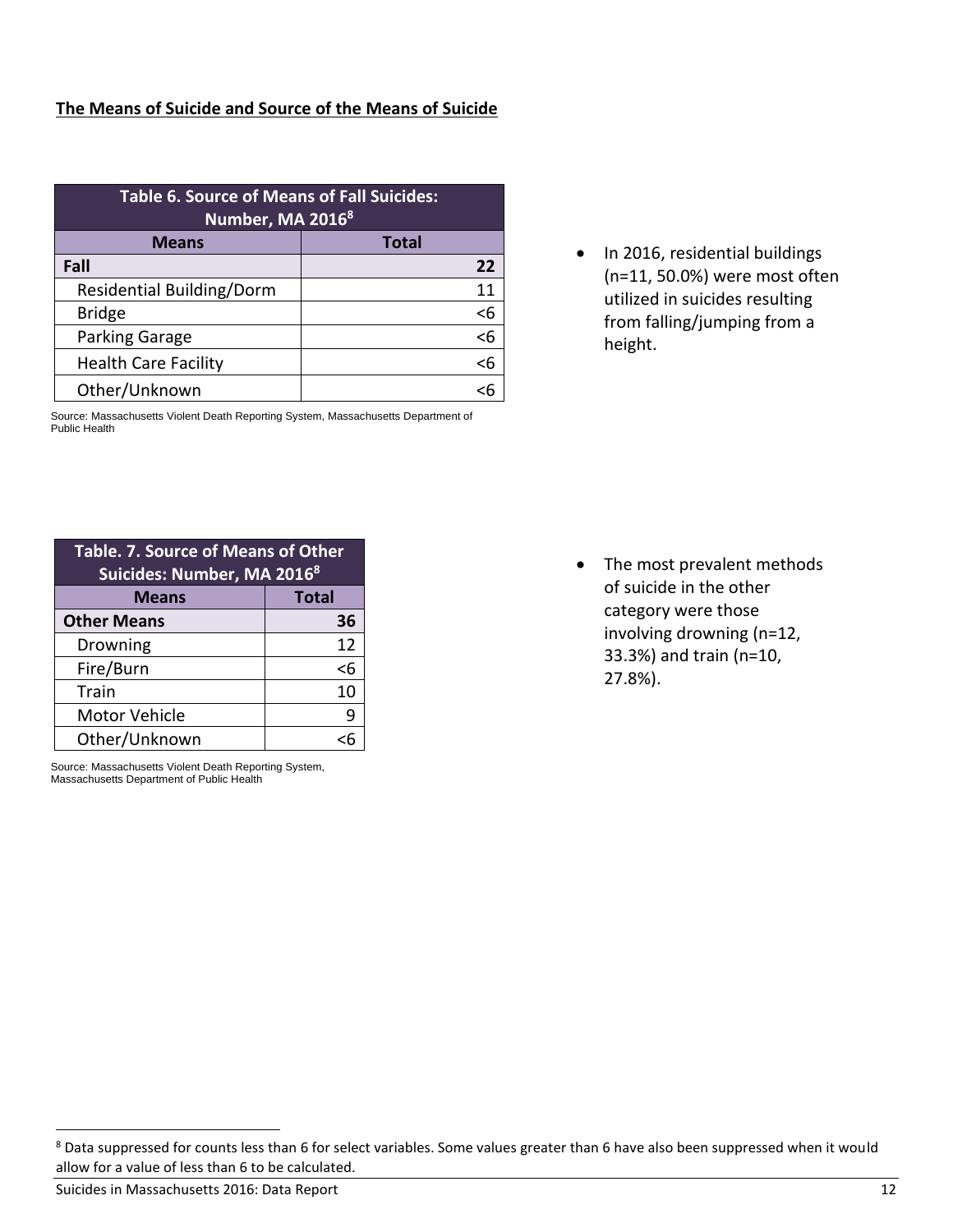## The Means of Suicide and Source of the Means of Suicide

| Table 6. Source of Means of Fall Suicides: Number, MA 2016[8] | |
|---|---|
| **Means** | **Total** |
| **Fall** | **22** |
| Residential Building/Dorm | 11 |
| Bridge | <6 |
| Parking Garage | <6 |
| Health Care Facility | <6 |
| Other/Unknown | <6 |

Source: Massachusetts Violent Death Reporting System, Massachusetts Department of Public Health

- In 2016, residential buildings (n=11, 50.0%) were most often utilized in suicides resulting from falling/jumping from a height.

| Table. 7. Source of Means of Other Suicides: Number, MA 2016[8] | |
|---|---|
| **Means** | **Total** |
| **Other Means** | **36** |
| Drowning | 12 |
| Fire/Burn | <6 |
| Train | 10 |
| Motor Vehicle | 9 |
| Other/Unknown | <6 |

Source: Massachusetts Violent Death Reporting System, Massachusetts Department of Public Health

- The most prevalent methods of suicide in the other category were those involving drowning (n=12, 33.3%) and train (n=10, 27.8%).

[8] Data suppressed for counts less than 6 for select variables. Some values greater than 6 have also been suppressed when it would allow for a value of less than 6 to be calculated.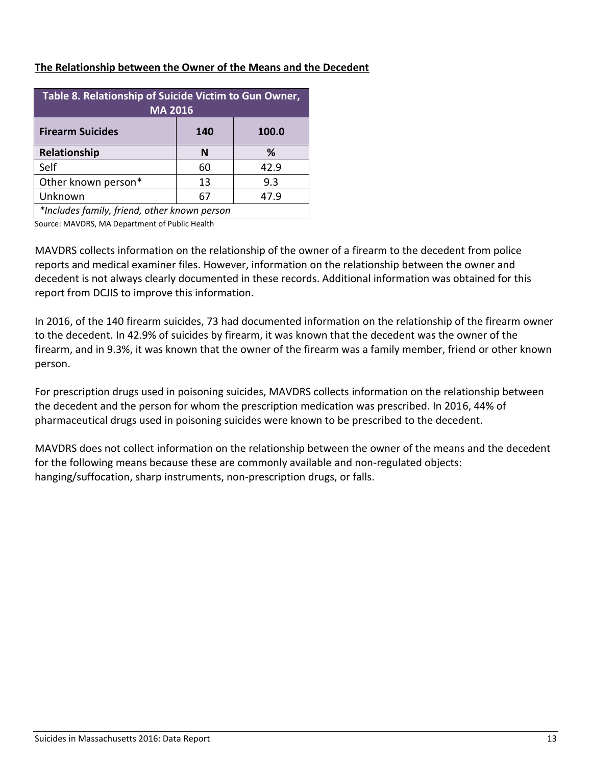**The Relationship between the Owner of the Means and the Decedent**

| Table 8. Relationship of Suicide Victim to Gun Owner, MA 2016 | | |
|---|---|---|
| **Firearm Suicides** | **140** | **100.0** |
| **Relationship** | **N** | **%** |
| Self | 60 | 42.9 |
| Other known person* | 13 | 9.3 |
| Unknown | 67 | 47.9 |
| *\*Includes family, friend, other known person* | | |

Source: MAVDRS, MA Department of Public Health

MAVDRS collects information on the relationship of the owner of a firearm to the decedent from police reports and medical examiner files. However, information on the relationship between the owner and decedent is not always clearly documented in these records. Additional information was obtained for this report from DCJIS to improve this information.

In 2016, of the 140 firearm suicides, 73 had documented information on the relationship of the firearm owner to the decedent. In 42.9% of suicides by firearm, it was known that the decedent was the owner of the firearm, and in 9.3%, it was known that the owner of the firearm was a family member, friend or other known person.

For prescription drugs used in poisoning suicides, MAVDRS collects information on the relationship between the decedent and the person for whom the prescription medication was prescribed. In 2016, 44% of pharmaceutical drugs used in poisoning suicides were known to be prescribed to the decedent.

MAVDRS does not collect information on the relationship between the owner of the means and the decedent for the following means because these are commonly available and non-regulated objects: hanging/suffocation, sharp instruments, non-prescription drugs, or falls.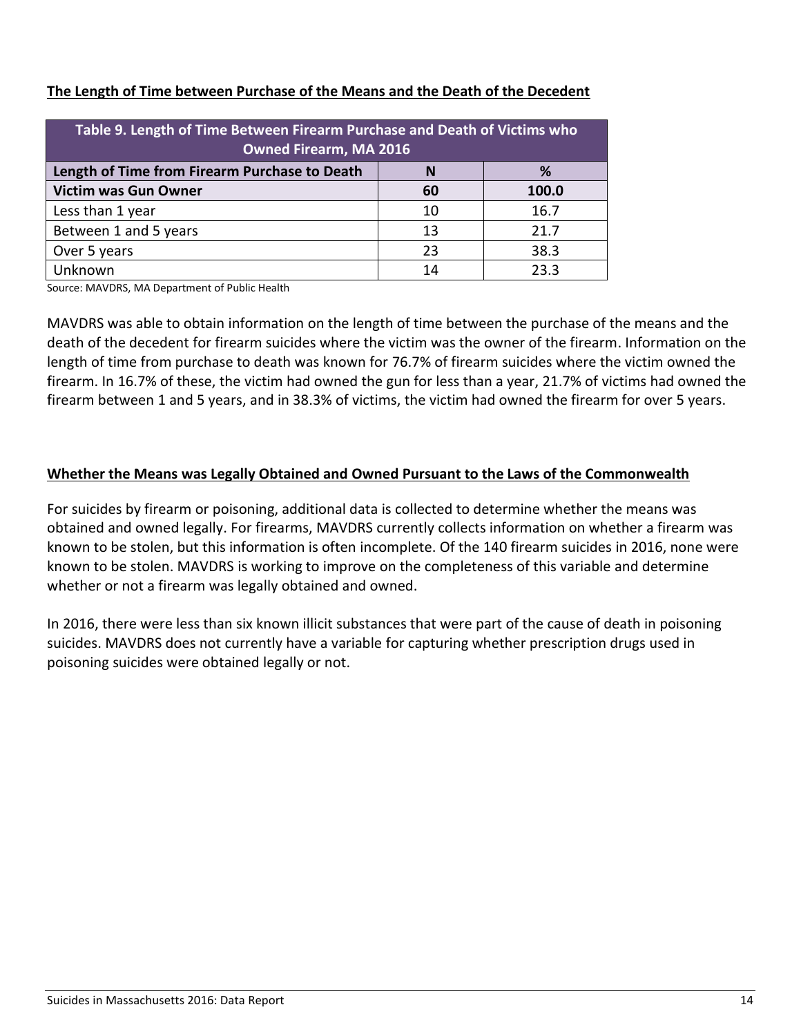**The Length of Time between Purchase of the Means and the Death of the Decedent**

| Table 9. Length of Time Between Firearm Purchase and Death of Victims who Owned Firearm, MA 2016 | | |
|---|---|---|
| **Length of Time from Firearm Purchase to Death** | **N** | **%** |
| **Victim was Gun Owner** | **60** | **100.0** |
| Less than 1 year | 10 | 16.7 |
| Between 1 and 5 years | 13 | 21.7 |
| Over 5 years | 23 | 38.3 |
| Unknown | 14 | 23.3 |

Source: MAVDRS, MA Department of Public Health

MAVDRS was able to obtain information on the length of time between the purchase of the means and the death of the decedent for firearm suicides where the victim was the owner of the firearm. Information on the length of time from purchase to death was known for 76.7% of firearm suicides where the victim owned the firearm. In 16.7% of these, the victim had owned the gun for less than a year, 21.7% of victims had owned the firearm between 1 and 5 years, and in 38.3% of victims, the victim had owned the firearm for over 5 years.

**Whether the Means was Legally Obtained and Owned Pursuant to the Laws of the Commonwealth**

For suicides by firearm or poisoning, additional data is collected to determine whether the means was obtained and owned legally. For firearms, MAVDRS currently collects information on whether a firearm was known to be stolen, but this information is often incomplete. Of the 140 firearm suicides in 2016, none were known to be stolen. MAVDRS is working to improve on the completeness of this variable and determine whether or not a firearm was legally obtained and owned.

In 2016, there were less than six known illicit substances that were part of the cause of death in poisoning suicides. MAVDRS does not currently have a variable for capturing whether prescription drugs used in poisoning suicides were obtained legally or not.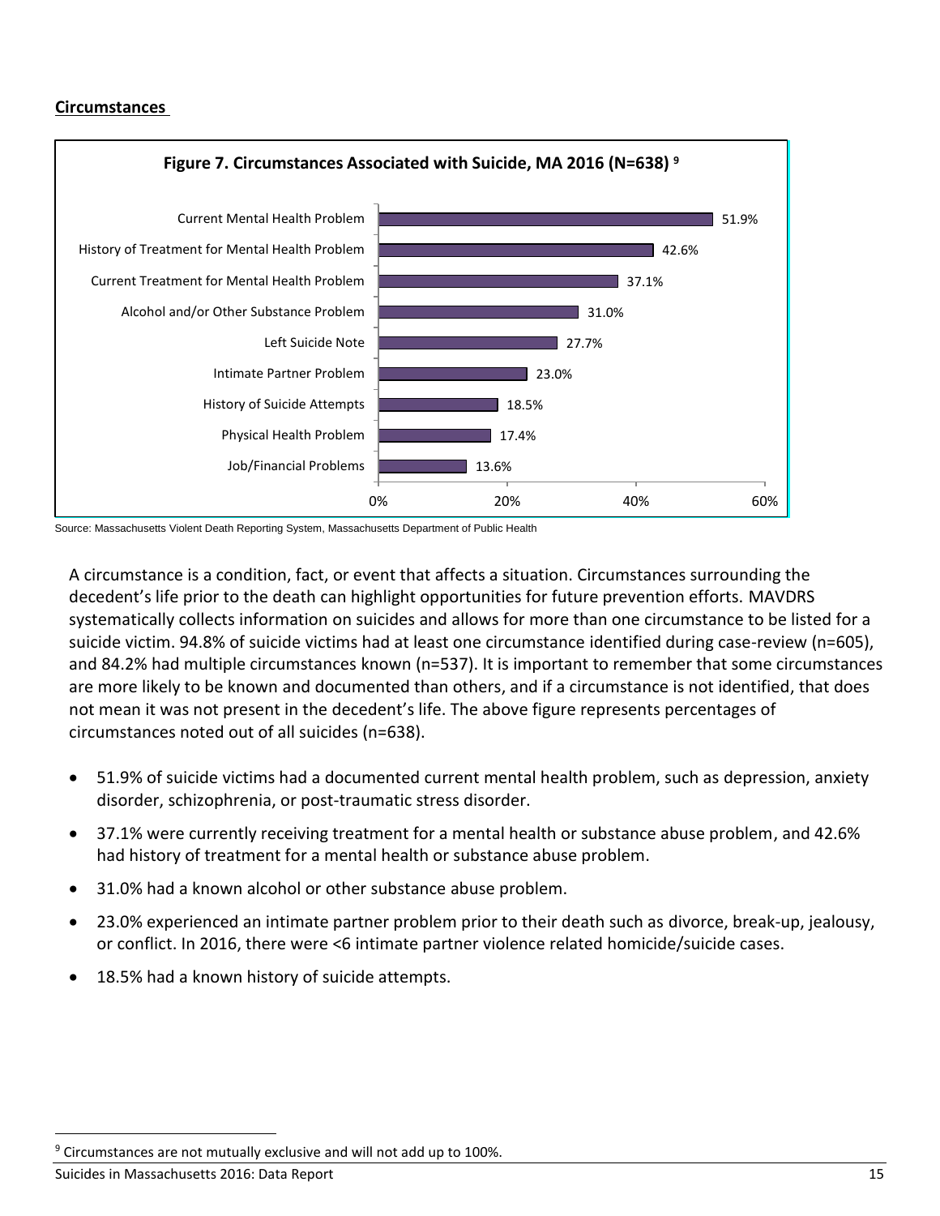## Circumstances

**Figure 7. Circumstances Associated with Suicide, MA 2016 (N=638)** [9]

| Circumstance | Percent |
|---|---|
| Current Mental Health Problem | 51.9% |
| History of Treatment for Mental Health Problem | 42.6% |
| Current Treatment for Mental Health Problem | 37.1% |
| Alcohol and/or Other Substance Problem | 31.0% |
| Left Suicide Note | 27.7% |
| Intimate Partner Problem | 23.0% |
| History of Suicide Attempts | 18.5% |
| Physical Health Problem | 17.4% |
| Job/Financial Problems | 13.6% |

Source: Massachusetts Violent Death Reporting System, Massachusetts Department of Public Health

A circumstance is a condition, fact, or event that affects a situation. Circumstances surrounding the decedent's life prior to the death can highlight opportunities for future prevention efforts. MAVDRS systematically collects information on suicides and allows for more than one circumstance to be listed for a suicide victim. 94.8% of suicide victims had at least one circumstance identified during case-review (n=605), and 84.2% had multiple circumstances known (n=537). It is important to remember that some circumstances are more likely to be known and documented than others, and if a circumstance is not identified, that does not mean it was not present in the decedent's life. The above figure represents percentages of circumstances noted out of all suicides (n=638).

- 51.9% of suicide victims had a documented current mental health problem, such as depression, anxiety disorder, schizophrenia, or post-traumatic stress disorder.
- 37.1% were currently receiving treatment for a mental health or substance abuse problem, and 42.6% had history of treatment for a mental health or substance abuse problem.
- 31.0% had a known alcohol or other substance abuse problem.
- 23.0% experienced an intimate partner problem prior to their death such as divorce, break-up, jealousy, or conflict. In 2016, there were <6 intimate partner violence related homicide/suicide cases.
- 18.5% had a known history of suicide attempts.

[9] Circumstances are not mutually exclusive and will not add up to 100%.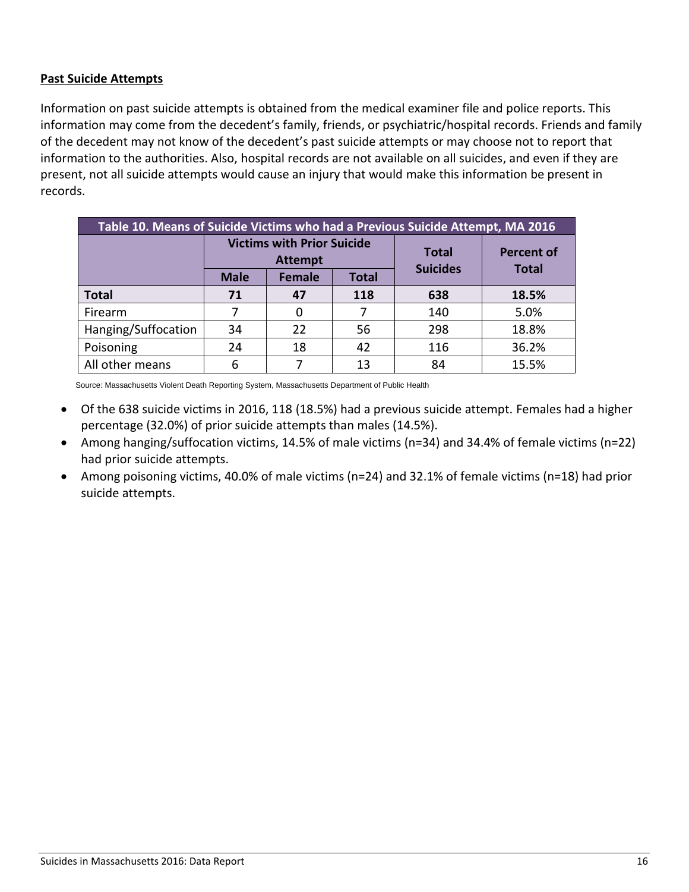**Past Suicide Attempts**

Information on past suicide attempts is obtained from the medical examiner file and police reports. This information may come from the decedent's family, friends, or psychiatric/hospital records. Friends and family of the decedent may not know of the decedent's past suicide attempts or may choose not to report that information to the authorities. Also, hospital records are not available on all suicides, and even if they are present, not all suicide attempts would cause an injury that would make this information be present in records.

**Table 10. Means of Suicide Victims who had a Previous Suicide Attempt, MA 2016**

| | Victims with Prior Suicide Attempt | | | Total Suicides | Percent of Total |
|---|---|---|---|---|---|
| | Male | Female | Total | | |
| **Total** | **71** | **47** | **118** | **638** | **18.5%** |
| Firearm | 7 | 0 | 7 | 140 | 5.0% |
| Hanging/Suffocation | 34 | 22 | 56 | 298 | 18.8% |
| Poisoning | 24 | 18 | 42 | 116 | 36.2% |
| All other means | 6 | 7 | 13 | 84 | 15.5% |

Source: Massachusetts Violent Death Reporting System, Massachusetts Department of Public Health

- Of the 638 suicide victims in 2016, 118 (18.5%) had a previous suicide attempt. Females had a higher percentage (32.0%) of prior suicide attempts than males (14.5%).
- Among hanging/suffocation victims, 14.5% of male victims (n=34) and 34.4% of female victims (n=22) had prior suicide attempts.
- Among poisoning victims, 40.0% of male victims (n=24) and 32.1% of female victims (n=18) had prior suicide attempts.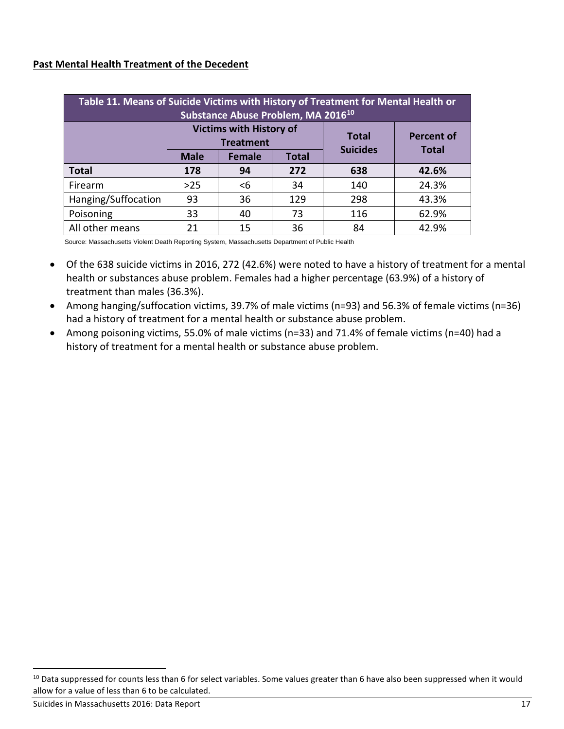**Past Mental Health Treatment of the Decedent**

| Table 11. Means of Suicide Victims with History of Treatment for Mental Health or Substance Abuse Problem, MA 2016[10] | | | | | |
|---|---|---|---|---|---|
| | Victims with History of Treatment | | | Total Suicides | Percent of Total |
| | Male | Female | Total | | |
| **Total** | **178** | **94** | **272** | **638** | **42.6%** |
| Firearm | >25 | <6 | 34 | 140 | 24.3% |
| Hanging/Suffocation | 93 | 36 | 129 | 298 | 43.3% |
| Poisoning | 33 | 40 | 73 | 116 | 62.9% |
| All other means | 21 | 15 | 36 | 84 | 42.9% |

Source: Massachusetts Violent Death Reporting System, Massachusetts Department of Public Health

- Of the 638 suicide victims in 2016, 272 (42.6%) were noted to have a history of treatment for a mental health or substances abuse problem. Females had a higher percentage (63.9%) of a history of treatment than males (36.3%).
- Among hanging/suffocation victims, 39.7% of male victims (n=93) and 56.3% of female victims (n=36) had a history of treatment for a mental health or substance abuse problem.
- Among poisoning victims, 55.0% of male victims (n=33) and 71.4% of female victims (n=40) had a history of treatment for a mental health or substance abuse problem.

[10] Data suppressed for counts less than 6 for select variables. Some values greater than 6 have also been suppressed when it would allow for a value of less than 6 to be calculated.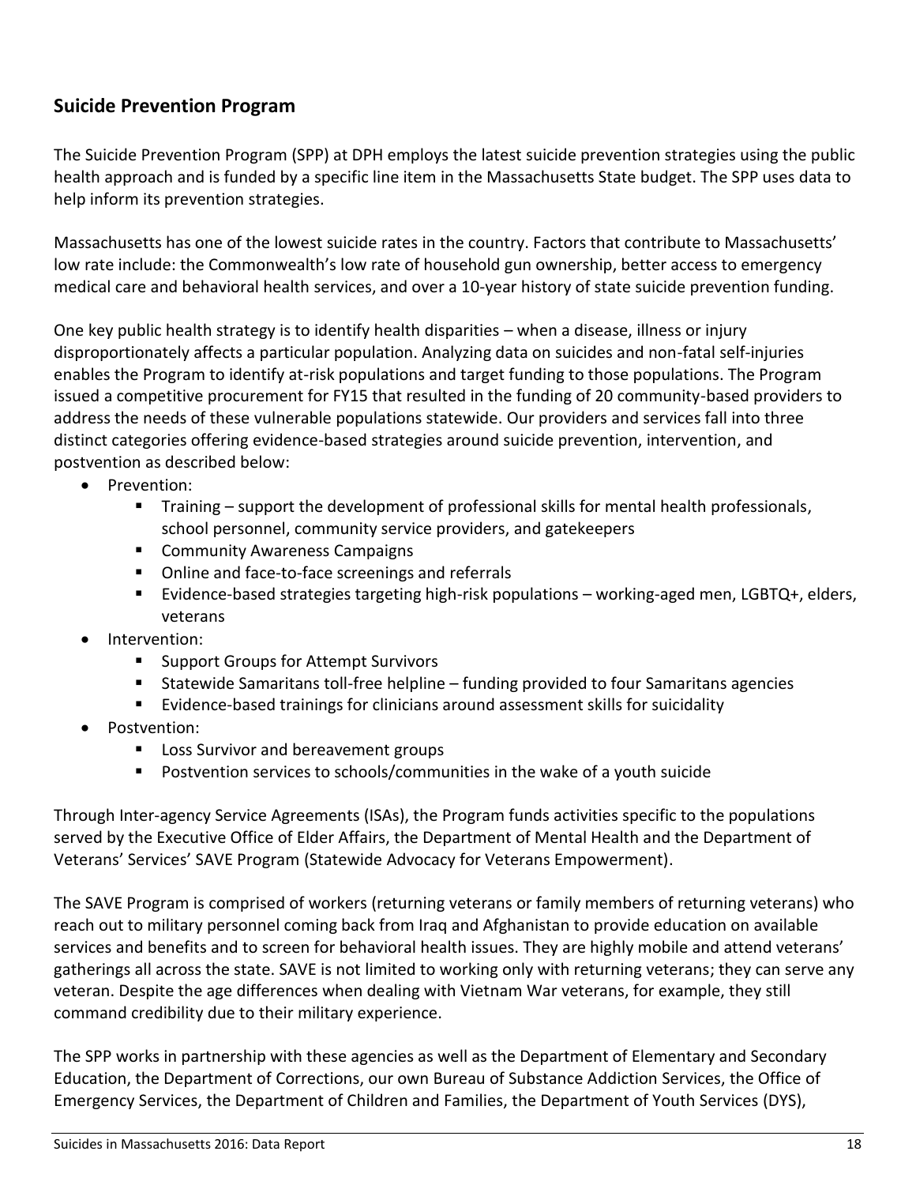## Suicide Prevention Program

The Suicide Prevention Program (SPP) at DPH employs the latest suicide prevention strategies using the public health approach and is funded by a specific line item in the Massachusetts State budget. The SPP uses data to help inform its prevention strategies.

Massachusetts has one of the lowest suicide rates in the country. Factors that contribute to Massachusetts' low rate include: the Commonwealth's low rate of household gun ownership, better access to emergency medical care and behavioral health services, and over a 10-year history of state suicide prevention funding.

One key public health strategy is to identify health disparities – when a disease, illness or injury disproportionately affects a particular population. Analyzing data on suicides and non-fatal self-injuries enables the Program to identify at-risk populations and target funding to those populations. The Program issued a competitive procurement for FY15 that resulted in the funding of 20 community-based providers to address the needs of these vulnerable populations statewide. Our providers and services fall into three distinct categories offering evidence-based strategies around suicide prevention, intervention, and postvention as described below:

- Prevention:
  - Training – support the development of professional skills for mental health professionals, school personnel, community service providers, and gatekeepers
  - Community Awareness Campaigns
  - Online and face-to-face screenings and referrals
  - Evidence-based strategies targeting high-risk populations – working-aged men, LGBTQ+, elders, veterans
- Intervention:
  - Support Groups for Attempt Survivors
  - Statewide Samaritans toll-free helpline – funding provided to four Samaritans agencies
  - Evidence-based trainings for clinicians around assessment skills for suicidality
- Postvention:
  - Loss Survivor and bereavement groups
  - Postvention services to schools/communities in the wake of a youth suicide

Through Inter-agency Service Agreements (ISAs), the Program funds activities specific to the populations served by the Executive Office of Elder Affairs, the Department of Mental Health and the Department of Veterans' Services' SAVE Program (Statewide Advocacy for Veterans Empowerment).

The SAVE Program is comprised of workers (returning veterans or family members of returning veterans) who reach out to military personnel coming back from Iraq and Afghanistan to provide education on available services and benefits and to screen for behavioral health issues. They are highly mobile and attend veterans' gatherings all across the state. SAVE is not limited to working only with returning veterans; they can serve any veteran. Despite the age differences when dealing with Vietnam War veterans, for example, they still command credibility due to their military experience.

The SPP works in partnership with these agencies as well as the Department of Elementary and Secondary Education, the Department of Corrections, our own Bureau of Substance Addiction Services, the Office of Emergency Services, the Department of Children and Families, the Department of Youth Services (DYS),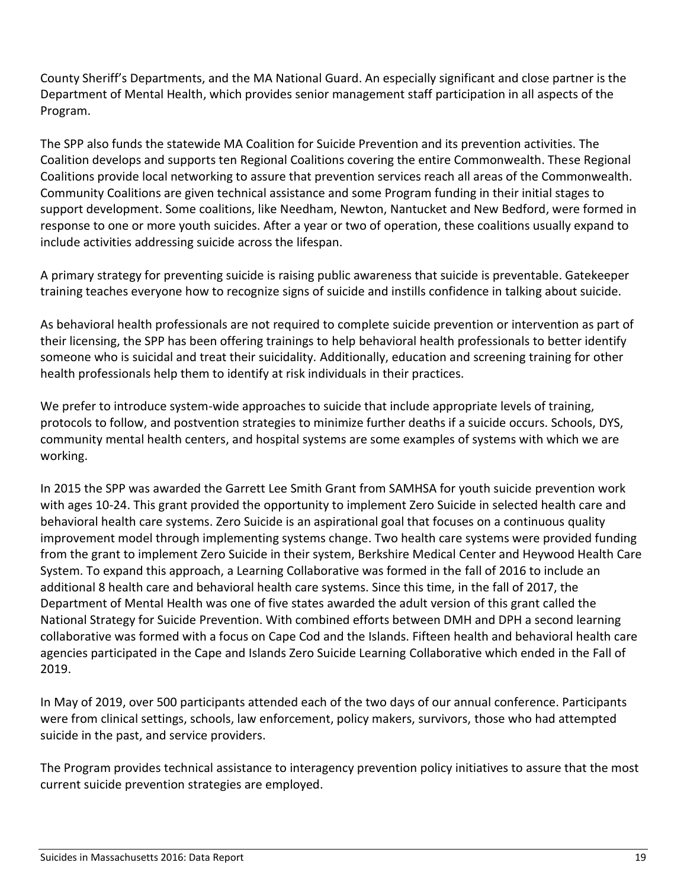County Sheriff's Departments, and the MA National Guard. An especially significant and close partner is the Department of Mental Health, which provides senior management staff participation in all aspects of the Program.

The SPP also funds the statewide MA Coalition for Suicide Prevention and its prevention activities. The Coalition develops and supports ten Regional Coalitions covering the entire Commonwealth. These Regional Coalitions provide local networking to assure that prevention services reach all areas of the Commonwealth. Community Coalitions are given technical assistance and some Program funding in their initial stages to support development. Some coalitions, like Needham, Newton, Nantucket and New Bedford, were formed in response to one or more youth suicides. After a year or two of operation, these coalitions usually expand to include activities addressing suicide across the lifespan.

A primary strategy for preventing suicide is raising public awareness that suicide is preventable. Gatekeeper training teaches everyone how to recognize signs of suicide and instills confidence in talking about suicide.

As behavioral health professionals are not required to complete suicide prevention or intervention as part of their licensing, the SPP has been offering trainings to help behavioral health professionals to better identify someone who is suicidal and treat their suicidality. Additionally, education and screening training for other health professionals help them to identify at risk individuals in their practices.

We prefer to introduce system-wide approaches to suicide that include appropriate levels of training, protocols to follow, and postvention strategies to minimize further deaths if a suicide occurs. Schools, DYS, community mental health centers, and hospital systems are some examples of systems with which we are working.

In 2015 the SPP was awarded the Garrett Lee Smith Grant from SAMHSA for youth suicide prevention work with ages 10-24. This grant provided the opportunity to implement Zero Suicide in selected health care and behavioral health care systems. Zero Suicide is an aspirational goal that focuses on a continuous quality improvement model through implementing systems change. Two health care systems were provided funding from the grant to implement Zero Suicide in their system, Berkshire Medical Center and Heywood Health Care System. To expand this approach, a Learning Collaborative was formed in the fall of 2016 to include an additional 8 health care and behavioral health care systems. Since this time, in the fall of 2017, the Department of Mental Health was one of five states awarded the adult version of this grant called the National Strategy for Suicide Prevention. With combined efforts between DMH and DPH a second learning collaborative was formed with a focus on Cape Cod and the Islands. Fifteen health and behavioral health care agencies participated in the Cape and Islands Zero Suicide Learning Collaborative which ended in the Fall of 2019.

In May of 2019, over 500 participants attended each of the two days of our annual conference. Participants were from clinical settings, schools, law enforcement, policy makers, survivors, those who had attempted suicide in the past, and service providers.

The Program provides technical assistance to interagency prevention policy initiatives to assure that the most current suicide prevention strategies are employed.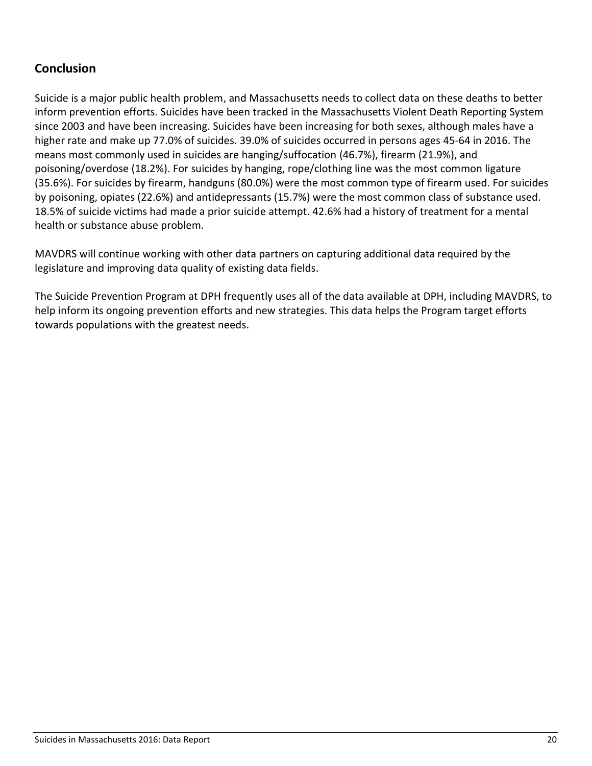## Conclusion

Suicide is a major public health problem, and Massachusetts needs to collect data on these deaths to better inform prevention efforts. Suicides have been tracked in the Massachusetts Violent Death Reporting System since 2003 and have been increasing. Suicides have been increasing for both sexes, although males have a higher rate and make up 77.0% of suicides. 39.0% of suicides occurred in persons ages 45-64 in 2016. The means most commonly used in suicides are hanging/suffocation (46.7%), firearm (21.9%), and poisoning/overdose (18.2%). For suicides by hanging, rope/clothing line was the most common ligature (35.6%). For suicides by firearm, handguns (80.0%) were the most common type of firearm used. For suicides by poisoning, opiates (22.6%) and antidepressants (15.7%) were the most common class of substance used. 18.5% of suicide victims had made a prior suicide attempt. 42.6% had a history of treatment for a mental health or substance abuse problem.

MAVDRS will continue working with other data partners on capturing additional data required by the legislature and improving data quality of existing data fields.

The Suicide Prevention Program at DPH frequently uses all of the data available at DPH, including MAVDRS, to help inform its ongoing prevention efforts and new strategies. This data helps the Program target efforts towards populations with the greatest needs.